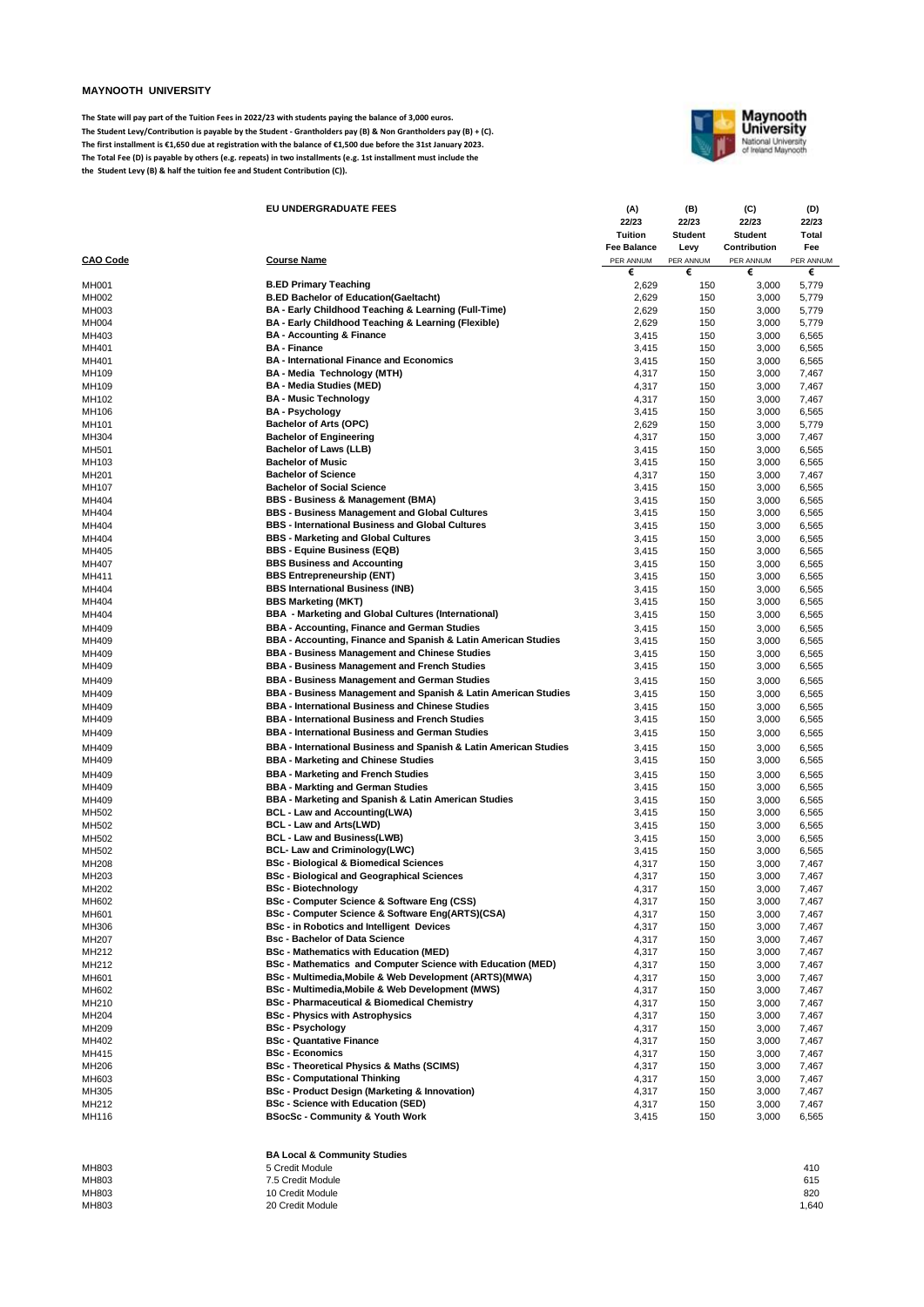**MAYNOOTH UNIVERSITY**

**The State will pay part of the Tuition Fees in 2022/23 with students paying the balance of 3,000 euros.**
**The Student Levy/Contribution is payable by the Student - Grantholders pay (B) & Non Grantholders pay (B) + (C).**
**The first installment is €1,650 due at registration with the balance of €1,500 due before the 31st January 2023.**
**The Total Fee (D) is payable by others (e.g. repeats) in two installments (e.g. 1st installment must include the the Student Levy (B) & half the tuition fee and Student Contribution (C)).**

| **CAO Code** | **EU UNDERGRADUATE FEES**<br>**Course Name** | **(A) 22/23 Tuition Fee Balance** PER ANNUM € | **(B) 22/23 Student Levy** PER ANNUM € | **(C) 22/23 Student Contribution** PER ANNUM € | **(D) 22/23 Total Fee** PER ANNUM € |
|---|---|---|---|---|---|
| MH001 | **B.ED Primary Teaching** | 2,629 | 150 | 3,000 | 5,779 |
| MH002 | **B.ED Bachelor of Education(Gaeltacht)** | 2,629 | 150 | 3,000 | 5,779 |
| MH003 | **BA - Early Childhood Teaching & Learning (Full-Time)** | 2,629 | 150 | 3,000 | 5,779 |
| MH004 | **BA - Early Childhood Teaching & Learning (Flexible)** | 2,629 | 150 | 3,000 | 5,779 |
| MH403 | **BA - Accounting & Finance** | 3,415 | 150 | 3,000 | 6,565 |
| MH401 | **BA - Finance** | 3,415 | 150 | 3,000 | 6,565 |
| MH401 | **BA - International Finance and Economics** | 3,415 | 150 | 3,000 | 6,565 |
| MH109 | **BA - Media Technology (MTH)** | 4,317 | 150 | 3,000 | 7,467 |
| MH109 | **BA - Media Studies (MED)** | 4,317 | 150 | 3,000 | 7,467 |
| MH102 | **BA - Music Technology** | 4,317 | 150 | 3,000 | 7,467 |
| MH106 | **BA - Psychology** | 3,415 | 150 | 3,000 | 6,565 |
| MH101 | **Bachelor of Arts (OPC)** | 2,629 | 150 | 3,000 | 5,779 |
| MH304 | **Bachelor of Engineering** | 4,317 | 150 | 3,000 | 7,467 |
| MH501 | **Bachelor of Laws (LLB)** | 3,415 | 150 | 3,000 | 6,565 |
| MH103 | **Bachelor of Music** | 3,415 | 150 | 3,000 | 6,565 |
| MH201 | **Bachelor of Science** | 4,317 | 150 | 3,000 | 7,467 |
| MH107 | **Bachelor of Social Science** | 3,415 | 150 | 3,000 | 6,565 |
| MH404 | **BBS - Business & Management (BMA)** | 3,415 | 150 | 3,000 | 6,565 |
| MH404 | **BBS - Business Management and Global Cultures** | 3,415 | 150 | 3,000 | 6,565 |
| MH404 | **BBS - International Business and Global Cultures** | 3,415 | 150 | 3,000 | 6,565 |
| MH404 | **BBS - Marketing and Global Cultures** | 3,415 | 150 | 3,000 | 6,565 |
| MH405 | **BBS - Equine Business (EQB)** | 3,415 | 150 | 3,000 | 6,565 |
| MH407 | **BBS Business and Accounting** | 3,415 | 150 | 3,000 | 6,565 |
| MH411 | **BBS Entrepreneurship (ENT)** | 3,415 | 150 | 3,000 | 6,565 |
| MH404 | **BBS International Business (INB)** | 3,415 | 150 | 3,000 | 6,565 |
| MH404 | **BBS Marketing (MKT)** | 3,415 | 150 | 3,000 | 6,565 |
| MH404 | **BBA - Marketing and Global Cultures (International)** | 3,415 | 150 | 3,000 | 6,565 |
| MH409 | **BBA - Accounting, Finance and German Studies** | 3,415 | 150 | 3,000 | 6,565 |
| MH409 | **BBA - Accounting, Finance and Spanish & Latin American Studies** | 3,415 | 150 | 3,000 | 6,565 |
| MH409 | **BBA - Business Management and Chinese Studies** | 3,415 | 150 | 3,000 | 6,565 |
| MH409 | **BBA - Business Management and French Studies** | 3,415 | 150 | 3,000 | 6,565 |
| MH409 | **BBA - Business Management and German Studies** | 3,415 | 150 | 3,000 | 6,565 |
| MH409 | **BBA - Business Management and Spanish & Latin American Studies** | 3,415 | 150 | 3,000 | 6,565 |
| MH409 | **BBA - International Business and Chinese Studies** | 3,415 | 150 | 3,000 | 6,565 |
| MH409 | **BBA - International Business and French Studies** | 3,415 | 150 | 3,000 | 6,565 |
| MH409 | **BBA - International Business and German Studies** | 3,415 | 150 | 3,000 | 6,565 |
| MH409 | **BBA - International Business and Spanish & Latin American Studies** | 3,415 | 150 | 3,000 | 6,565 |
| MH409 | **BBA - Marketing and Chinese Studies** | 3,415 | 150 | 3,000 | 6,565 |
| MH409 | **BBA - Marketing and French Studies** | 3,415 | 150 | 3,000 | 6,565 |
| MH409 | **BBA - Markting and German Studies** | 3,415 | 150 | 3,000 | 6,565 |
| MH409 | **BBA - Marketing and Spanish & Latin American Studies** | 3,415 | 150 | 3,000 | 6,565 |
| MH502 | **BCL - Law and Accounting(LWA)** | 3,415 | 150 | 3,000 | 6,565 |
| MH502 | **BCL - Law and Arts(LWD)** | 3,415 | 150 | 3,000 | 6,565 |
| MH502 | **BCL - Law and Business(LWB)** | 3,415 | 150 | 3,000 | 6,565 |
| MH502 | **BCL- Law and Criminology(LWC)** | 3,415 | 150 | 3,000 | 6,565 |
| MH208 | **BSc - Biological & Biomedical Sciences** | 4,317 | 150 | 3,000 | 7,467 |
| MH203 | **BSc - Biological and Geographical Sciences** | 4,317 | 150 | 3,000 | 7,467 |
| MH202 | **BSc - Biotechnology** | 4,317 | 150 | 3,000 | 7,467 |
| MH602 | **BSc - Computer Science & Software Eng (CSS)** | 4,317 | 150 | 3,000 | 7,467 |
| MH601 | **BSc - Computer Science & Software Eng(ARTS)(CSA)** | 4,317 | 150 | 3,000 | 7,467 |
| MH306 | **BSc - in Robotics and Intelligent Devices** | 4,317 | 150 | 3,000 | 7,467 |
| MH207 | **Bsc - Bachelor of Data Science** | 4,317 | 150 | 3,000 | 7,467 |
| MH212 | **BSc - Mathematics with Education (MED)** | 4,317 | 150 | 3,000 | 7,467 |
| MH212 | **BSc - Mathematics and Computer Science with Education (MED)** | 4,317 | 150 | 3,000 | 7,467 |
| MH601 | **BSc - Multimedia,Mobile & Web Development (ARTS)(MWA)** | 4,317 | 150 | 3,000 | 7,467 |
| MH602 | **BSc - Multimedia,Mobile & Web Development (MWS)** | 4,317 | 150 | 3,000 | 7,467 |
| MH210 | **BSc - Pharmaceutical & Biomedical Chemistry** | 4,317 | 150 | 3,000 | 7,467 |
| MH204 | **BSc - Physics with Astrophysics** | 4,317 | 150 | 3,000 | 7,467 |
| MH209 | **BSc - Psychology** | 4,317 | 150 | 3,000 | 7,467 |
| MH402 | **BSc - Quantative Finance** | 4,317 | 150 | 3,000 | 7,467 |
| MH415 | **BSc - Economics** | 4,317 | 150 | 3,000 | 7,467 |
| MH206 | **BSc - Theoretical Physics & Maths (SCIMS)** | 4,317 | 150 | 3,000 | 7,467 |
| MH603 | **BSc - Computational Thinking** | 4,317 | 150 | 3,000 | 7,467 |
| MH305 | **BSc - Product Design (Marketing & Innovation)** | 4,317 | 150 | 3,000 | 7,467 |
| MH212 | **BSc - Science with Education (SED)** | 4,317 | 150 | 3,000 | 7,467 |
| MH116 | **BSocSc - Community & Youth Work** | 3,415 | 150 | 3,000 | 6,565 |
| | | | | | |
| | **BA Local & Community Studies** | | | | |
| MH803 | 5 Credit Module | | | | 410 |
| MH803 | 7.5 Credit Module | | | | 615 |
| MH803 | 10 Credit Module | | | | 820 |
| MH803 | 20 Credit Module | | | | 1,640 |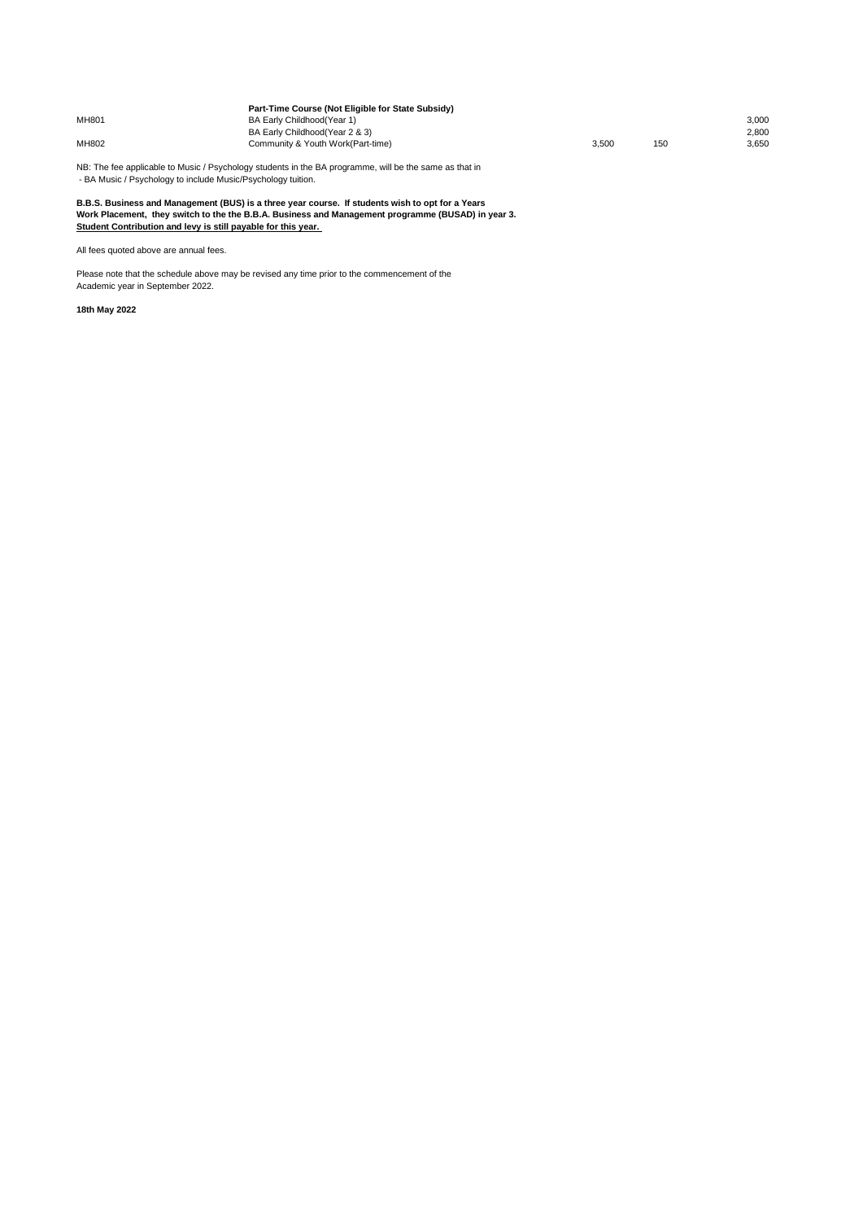| | | | | |
|---|---|---|---|---|
| | **Part-Time Course (Not Eligible for State Subsidy)** | | | |
| MH801 | BA Early Childhood(Year 1) | | | 3,000 |
| | BA Early Childhood(Year 2 & 3) | | | 2,800 |
| MH802 | Community & Youth Work(Part-time) | 3,500 | 150 | 3,650 |

NB: The fee applicable to Music / Psychology students in the BA programme, will be the same as that in
- BA Music / Psychology to include Music/Psychology tuition.

**B.B.S. Business and Management (BUS) is a three year course. If students wish to opt for a Years Work Placement, they switch to the the B.B.A. Business and Management programme (BUSAD) in year 3.**
**<u>Student Contribution and levy is still payable for this year.</u>**

All fees quoted above are annual fees.

Please note that the schedule above may be revised any time prior to the commencement of the Academic year in September 2022.

**18th May 2022**